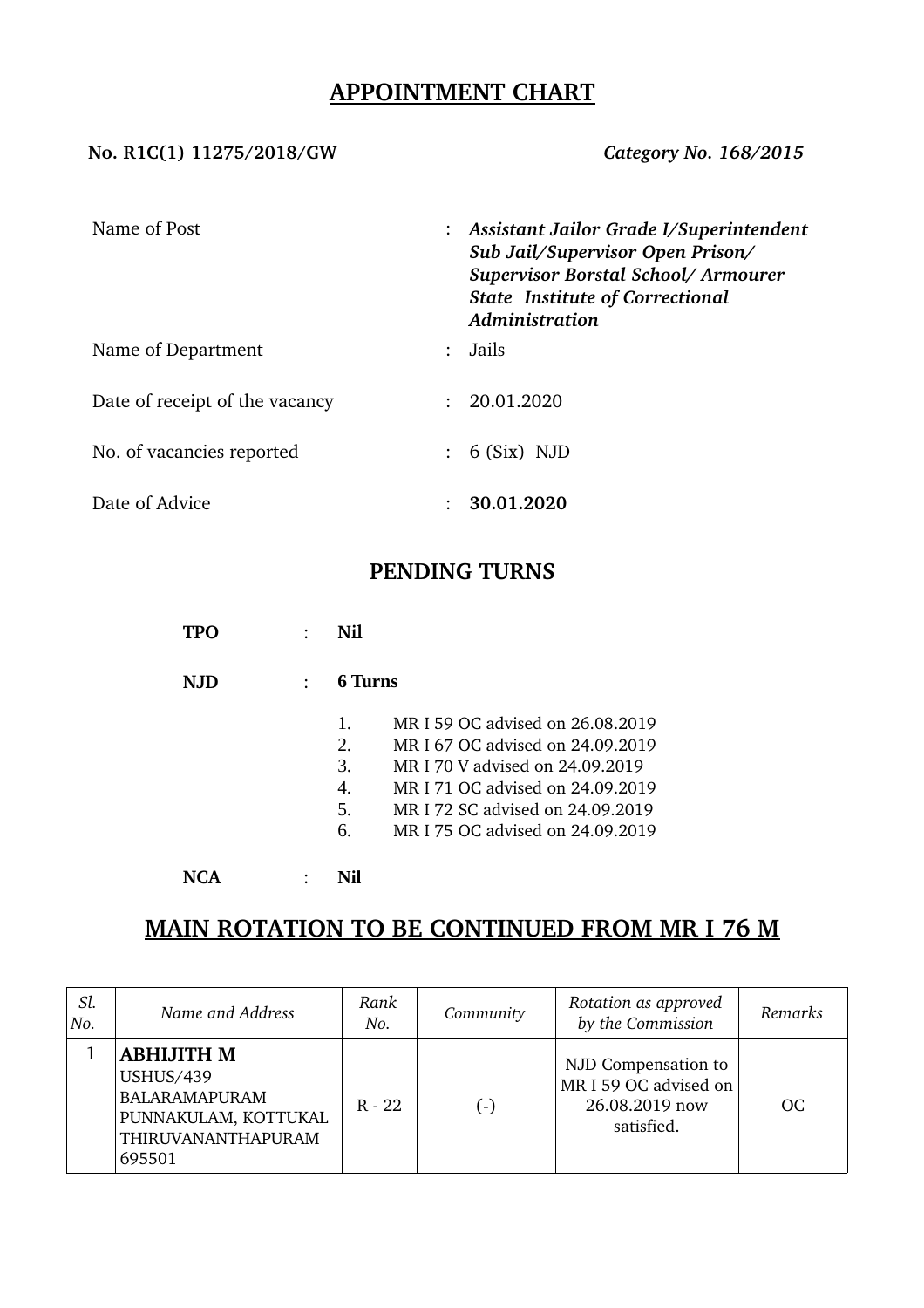# APPOINTMENT CHART

**No. R1C(1) 11275/2018/GW** *Category No. 168/2015*

| | | |
|---|---|---|
| Name of Post | : | ***Assistant Jailor Grade I/Superintendent Sub Jail/Supervisor Open Prison/ Supervisor Borstal School/ Armourer State Institute of Correctional Administration*** |
| Name of Department | : | Jails |
| Date of receipt of the vacancy | : | 20.01.2020 |
| No. of vacancies reported | : | 6 (Six) NJD |
| Date of Advice | : | **30.01.2020** |

## PENDING TURNS

**TPO** : **Nil**

**NJD** : **6 Turns**

1. MR I 59 OC advised on 26.08.2019
2. MR I 67 OC advised on 24.09.2019
3. MR I 70 V advised on 24.09.2019
4. MR I 71 OC advised on 24.09.2019
5. MR I 72 SC advised on 24.09.2019
6. MR I 75 OC advised on 24.09.2019

**NCA** : **Nil**

## MAIN ROTATION TO BE CONTINUED FROM MR I 76 M

| *Sl. No.* | *Name and Address* | *Rank No.* | *Community* | *Rotation as approved by the Commission* | *Remarks* |
|---|---|---|---|---|---|
| 1 | **ABHIJITH M** USHUS/439 BALARAMAPURAM PUNNAKULAM, KOTTUKAL THIRUVANANTHAPURAM 695501 | R - 22 | (-) | NJD Compensation to MR I 59 OC advised on 26.08.2019 now satisfied. | OC |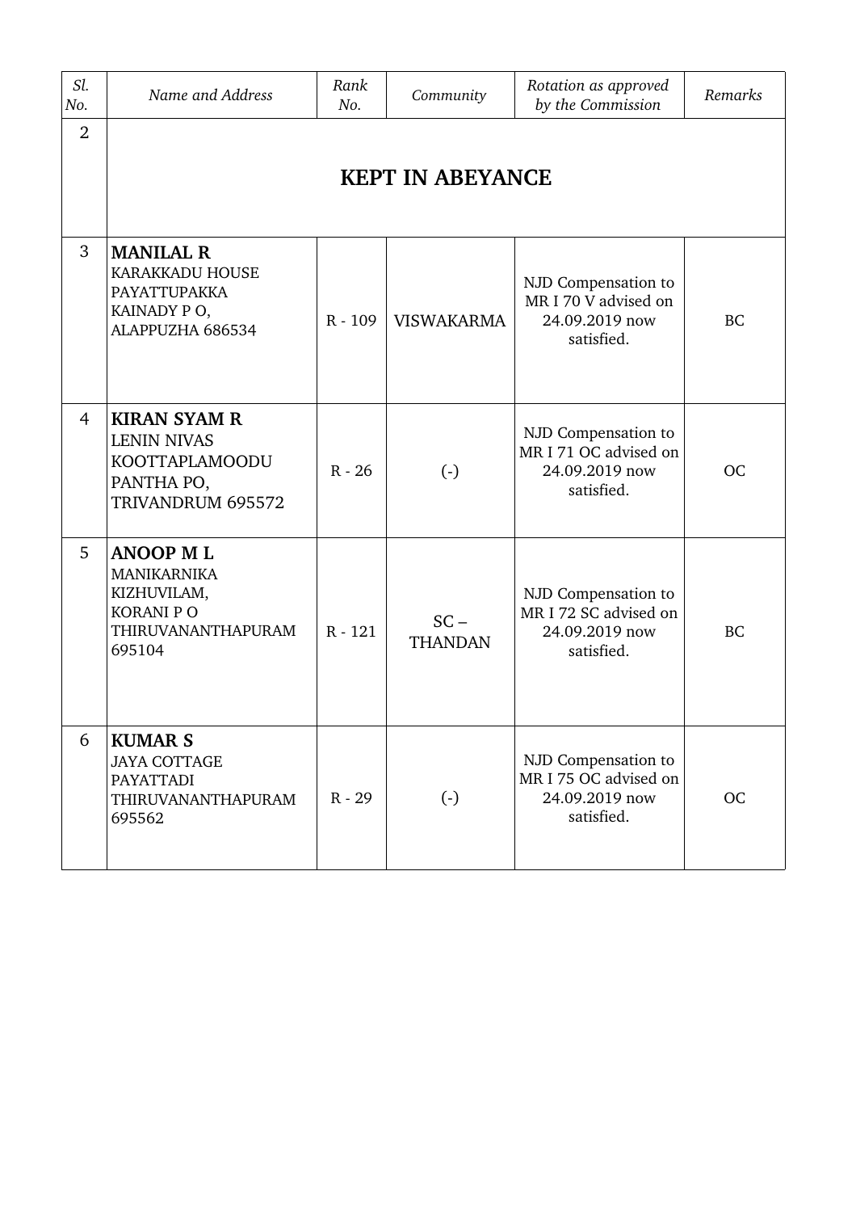| Sl. No. | Name and Address | Rank No. | Community | Rotation as approved by the Commission | Remarks |
|---|---|---|---|---|---|
| 2 | **KEPT IN ABEYANCE** | | | | |
| 3 | **MANILAL R** KARAKKADU HOUSE PAYATTUPAKKA KAINADY P O, ALAPPUZHA 686534 | R - 109 | VISWAKARMA | NJD Compensation to MR I 70 V advised on 24.09.2019 now satisfied. | BC |
| 4 | **KIRAN SYAM R** LENIN NIVAS KOOTTAPLAMOODU PANTHA PO, TRIVANDRUM 695572 | R - 26 | (-) | NJD Compensation to MR I 71 OC advised on 24.09.2019 now satisfied. | OC |
| 5 | **ANOOP M L** MANIKARNIKA KIZHUVILAM, KORANI P O THIRUVANANTHAPURAM 695104 | R - 121 | SC – THANDAN | NJD Compensation to MR I 72 SC advised on 24.09.2019 now satisfied. | BC |
| 6 | **KUMAR S** JAYA COTTAGE PAYATTADI THIRUVANANTHAPURAM 695562 | R - 29 | (-) | NJD Compensation to MR I 75 OC advised on 24.09.2019 now satisfied. | OC |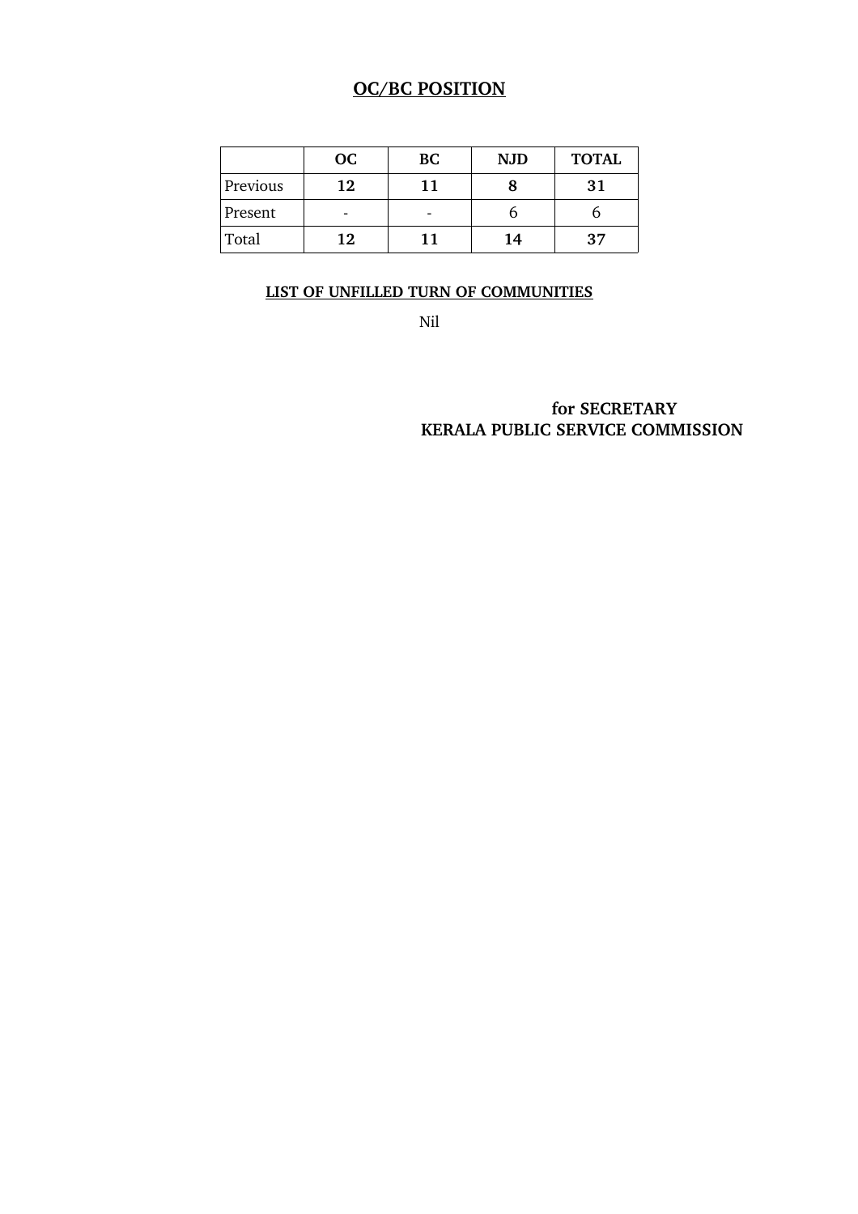## OC/BC POSITION

| | OC | BC | NJD | TOTAL |
|---|---|---|---|---|
| Previous | **12** | **11** | **8** | **31** |
| Present | - | - | 6 | 6 |
| Total | **12** | **11** | **14** | **37** |

**LIST OF UNFILLED TURN OF COMMUNITIES**

Nil

**for SECRETARY**
**KERALA PUBLIC SERVICE COMMISSION**